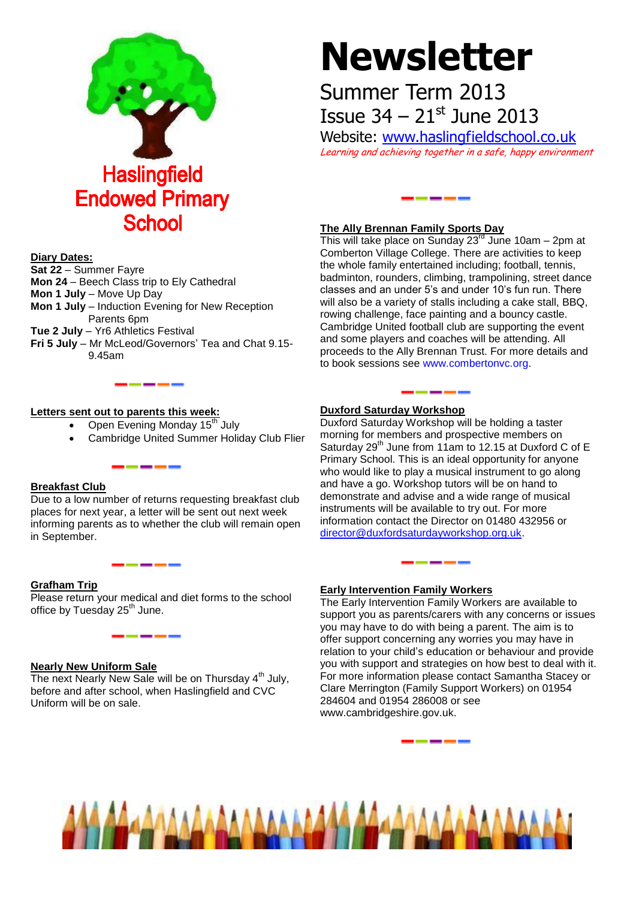# Newsletter

Summer Term 2013

Issue 34 – 21st June 2013

Website: www.haslingfieldschool.co.uk

*Learning and achieving together in a safe, happy environment*

## Haslingfield Endowed Primary School

**Diary Dates:**

**Sat 22** – Summer Fayre
**Mon 24** – Beech Class trip to Ely Cathedral
**Mon 1 July** – Move Up Day
**Mon 1 July** – Induction Evening for New Reception Parents 6pm
**Tue 2 July** – Yr6 Athletics Festival
**Fri 5 July** – Mr McLeod/Governors' Tea and Chat 9.15-9.45am

**Letters sent out to parents this week:**

- Open Evening Monday 15th July
- Cambridge United Summer Holiday Club Flier

**Breakfast Club**

Due to a low number of returns requesting breakfast club places for next year, a letter will be sent out next week informing parents as to whether the club will remain open in September.

**Grafham Trip**

Please return your medical and diet forms to the school office by Tuesday 25th June.

**Nearly New Uniform Sale**

The next Nearly New Sale will be on Thursday 4th July, before and after school, when Haslingfield and CVC Uniform will be on sale.

**The Ally Brennan Family Sports Day**

This will take place on Sunday 23rd June 10am – 2pm at Comberton Village College. There are activities to keep the whole family entertained including; football, tennis, badminton, rounders, climbing, trampolining, street dance classes and an under 5's and under 10's fun run. There will also be a variety of stalls including a cake stall, BBQ, rowing challenge, face painting and a bouncy castle. Cambridge United football club are supporting the event and some players and coaches will be attending. All proceeds to the Ally Brennan Trust. For more details and to book sessions see www.combertonvc.org.

**Duxford Saturday Workshop**

Duxford Saturday Workshop will be holding a taster morning for members and prospective members on Saturday 29th June from 11am to 12.15 at Duxford C of E Primary School. This is an ideal opportunity for anyone who would like to play a musical instrument to go along and have a go. Workshop tutors will be on hand to demonstrate and advise and a wide range of musical instruments will be available to try out. For more information contact the Director on 01480 432956 or director@duxfordsaturdayworkshop.org.uk.

**Early Intervention Family Workers**

The Early Intervention Family Workers are available to support you as parents/carers with any concerns or issues you may have to do with being a parent. The aim is to offer support concerning any worries you may have in relation to your child's education or behaviour and provide you with support and strategies on how best to deal with it. For more information please contact Samantha Stacey or Clare Merrington (Family Support Workers) on 01954 284604 and 01954 286008 or see www.cambridgeshire.gov.uk.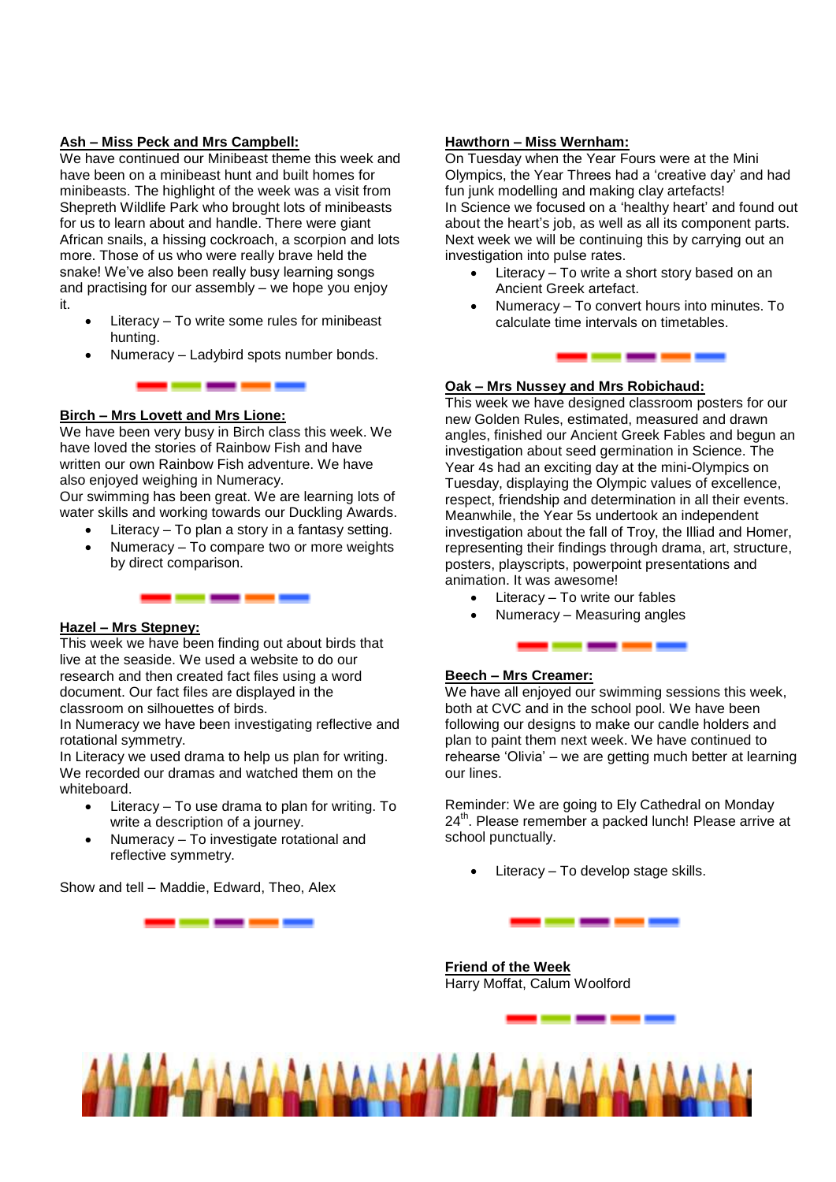**Ash – Miss Peck and Mrs Campbell:**

We have continued our Minibeast theme this week and have been on a minibeast hunt and built homes for minibeasts. The highlight of the week was a visit from Shepreth Wildlife Park who brought lots of minibeasts for us to learn about and handle. There were giant African snails, a hissing cockroach, a scorpion and lots more. Those of us who were really brave held the snake! We've also been really busy learning songs and practising for our assembly – we hope you enjoy it.

- Literacy – To write some rules for minibeast hunting.
- Numeracy – Ladybird spots number bonds.

**Birch – Mrs Lovett and Mrs Lione:**

We have been very busy in Birch class this week. We have loved the stories of Rainbow Fish and have written our own Rainbow Fish adventure. We have also enjoyed weighing in Numeracy.
Our swimming has been great. We are learning lots of water skills and working towards our Duckling Awards.

- Literacy – To plan a story in a fantasy setting.
- Numeracy – To compare two or more weights by direct comparison.

**Hazel – Mrs Stepney:**

This week we have been finding out about birds that live at the seaside. We used a website to do our research and then created fact files using a word document. Our fact files are displayed in the classroom on silhouettes of birds.
In Numeracy we have been investigating reflective and rotational symmetry.
In Literacy we used drama to help us plan for writing. We recorded our dramas and watched them on the whiteboard.

- Literacy – To use drama to plan for writing. To write a description of a journey.
- Numeracy – To investigate rotational and reflective symmetry.

Show and tell – Maddie, Edward, Theo, Alex

**Hawthorn – Miss Wernham:**

On Tuesday when the Year Fours were at the Mini Olympics, the Year Threes had a 'creative day' and had fun junk modelling and making clay artefacts!
In Science we focused on a 'healthy heart' and found out about the heart's job, as well as all its component parts. Next week we will be continuing this by carrying out an investigation into pulse rates.

- Literacy – To write a short story based on an Ancient Greek artefact.
- Numeracy – To convert hours into minutes. To calculate time intervals on timetables.

**Oak – Mrs Nussey and Mrs Robichaud:**

This week we have designed classroom posters for our new Golden Rules, estimated, measured and drawn angles, finished our Ancient Greek Fables and begun an investigation about seed germination in Science. The Year 4s had an exciting day at the mini-Olympics on Tuesday, displaying the Olympic values of excellence, respect, friendship and determination in all their events. Meanwhile, the Year 5s undertook an independent investigation about the fall of Troy, the Illiad and Homer, representing their findings through drama, art, structure, posters, playscripts, powerpoint presentations and animation. It was awesome!

- Literacy – To write our fables
- Numeracy – Measuring angles

**Beech – Mrs Creamer:**

We have all enjoyed our swimming sessions this week, both at CVC and in the school pool. We have been following our designs to make our candle holders and plan to paint them next week. We have continued to rehearse 'Olivia' – we are getting much better at learning our lines.

Reminder: We are going to Ely Cathedral on Monday 24th. Please remember a packed lunch! Please arrive at school punctually.

- Literacy – To develop stage skills.

**Friend of the Week**

Harry Moffat, Calum Woolford